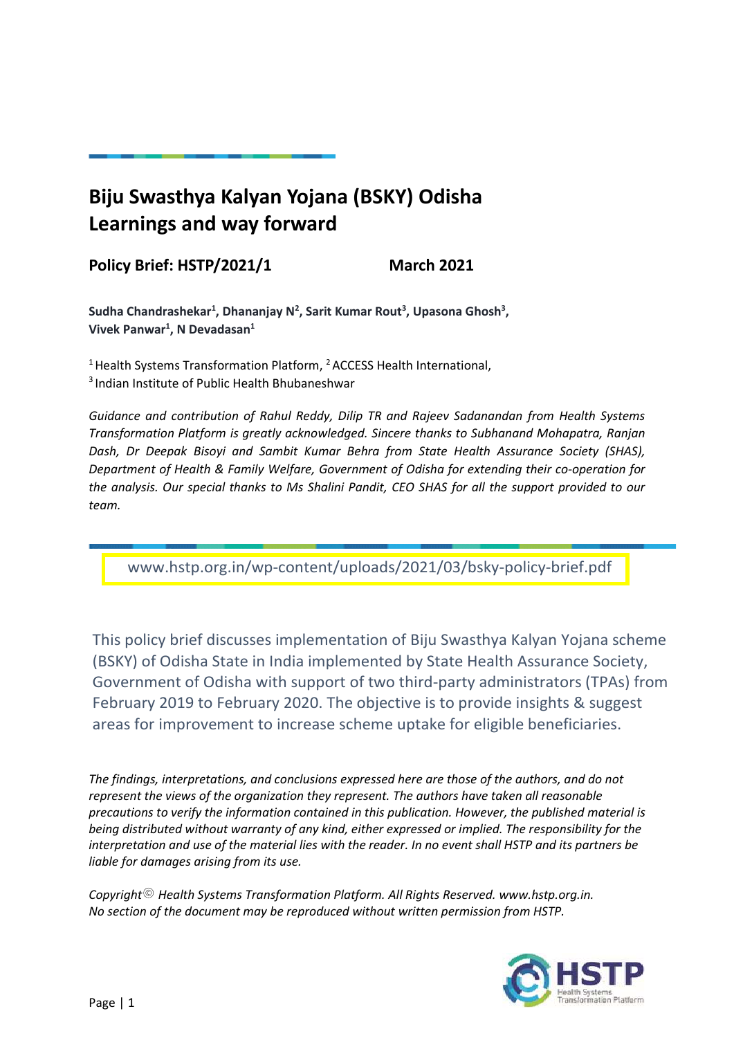# Biju Swasthya Kalyan Yojana (BSKY) Odisha Learnings and way forward

**Policy Brief: HSTP/2021/1** **March 2021**

**Sudha Chandrashekar[1], Dhananjay N[2], Sarit Kumar Rout[3], Upasona Ghosh[3], Vivek Panwar[1], N Devadasan[1]**

[1] Health Systems Transformation Platform, [2] ACCESS Health International,
[3] Indian Institute of Public Health Bhubaneshwar

*Guidance and contribution of Rahul Reddy, Dilip TR and Rajeev Sadanandan from Health Systems Transformation Platform is greatly acknowledged. Sincere thanks to Subhanand Mohapatra, Ranjan Dash, Dr Deepak Bisoyi and Sambit Kumar Behra from State Health Assurance Society (SHAS), Department of Health & Family Welfare, Government of Odisha for extending their co-operation for the analysis. Our special thanks to Ms Shalini Pandit, CEO SHAS for all the support provided to our team.*

www.hstp.org.in/wp-content/uploads/2021/03/bsky-policy-brief.pdf

This policy brief discusses implementation of Biju Swasthya Kalyan Yojana scheme (BSKY) of Odisha State in India implemented by State Health Assurance Society, Government of Odisha with support of two third-party administrators (TPAs) from February 2019 to February 2020. The objective is to provide insights & suggest areas for improvement to increase scheme uptake for eligible beneficiaries.

*The findings, interpretations, and conclusions expressed here are those of the authors, and do not represent the views of the organization they represent. The authors have taken all reasonable precautions to verify the information contained in this publication. However, the published material is being distributed without warranty of any kind, either expressed or implied. The responsibility for the interpretation and use of the material lies with the reader. In no event shall HSTP and its partners be liable for damages arising from its use.*

*Copyright© Health Systems Transformation Platform. All Rights Reserved. www.hstp.org.in. No section of the document may be reproduced without written permission from HSTP.*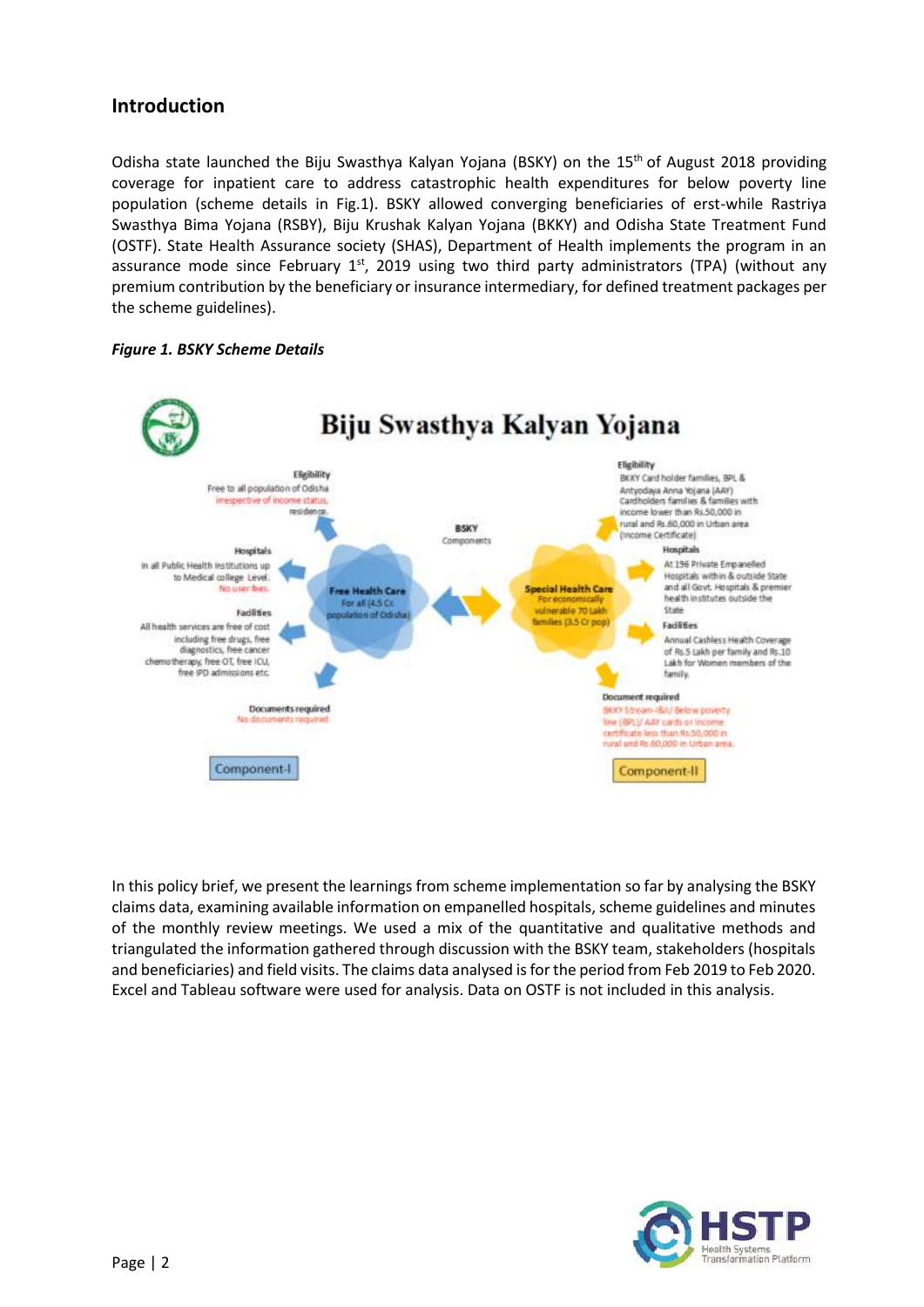## Introduction

Odisha state launched the Biju Swasthya Kalyan Yojana (BSKY) on the 15th of August 2018 providing coverage for inpatient care to address catastrophic health expenditures for below poverty line population (scheme details in Fig.1). BSKY allowed converging beneficiaries of erst-while Rastriya Swasthya Bima Yojana (RSBY), Biju Krushak Kalyan Yojana (BKKY) and Odisha State Treatment Fund (OSTF). State Health Assurance society (SHAS), Department of Health implements the program in an assurance mode since February 1st, 2019 using two third party administrators (TPA) (without any premium contribution by the beneficiary or insurance intermediary, for defined treatment packages per the scheme guidelines).

***Figure 1. BSKY Scheme Details***

**Biju Swasthya Kalyan Yojana**

BSKY Components

**Component-I: Free Health Care** – For all (4.5 Cr. population of Odisha)

- **Eligibility:** Free to all population of Odisha irrespective of income status, residence.
- **Hospitals:** In all Public Health Institutions up to Medical college Level. No user fees.
- **Facilities:** All health services are free of cost including free drugs, free diagnostics, free cancer chemotherapy, free OT, free ICU, free IPD admissions etc.
- **Documents required:** No documents required

**Component-II: Special Health Care** – For economically vulnerable 70 Lakh families (3.5 Cr pop)

- **Eligibility:** BKKY Card holder families, BPL & Antyodaya Anna Yojana (AAY) Cardholders families & families with income lower than Rs.50,000 in rural and Rs.60,000 in Urban area (Income Certificate)
- **Hospitals:** At 196 Private Empanelled Hospitals within & outside State and all Govt. Hospitals & premier health institutes outside the State
- **Facilities:** Annual Cashless Health Coverage of Rs.5 Lakh per family and Rs.10 Lakh for Women members of the family.
- **Document required:** BKKY Stream-I&II/ Below poverty line (BPL)/ AAY cards or income certificate less than Rs.50,000 in rural and Rs.60,000 in Urban area.

In this policy brief, we present the learnings from scheme implementation so far by analysing the BSKY claims data, examining available information on empanelled hospitals, scheme guidelines and minutes of the monthly review meetings. We used a mix of the quantitative and qualitative methods and triangulated the information gathered through discussion with the BSKY team, stakeholders (hospitals and beneficiaries) and field visits. The claims data analysed is for the period from Feb 2019 to Feb 2020. Excel and Tableau software were used for analysis. Data on OSTF is not included in this analysis.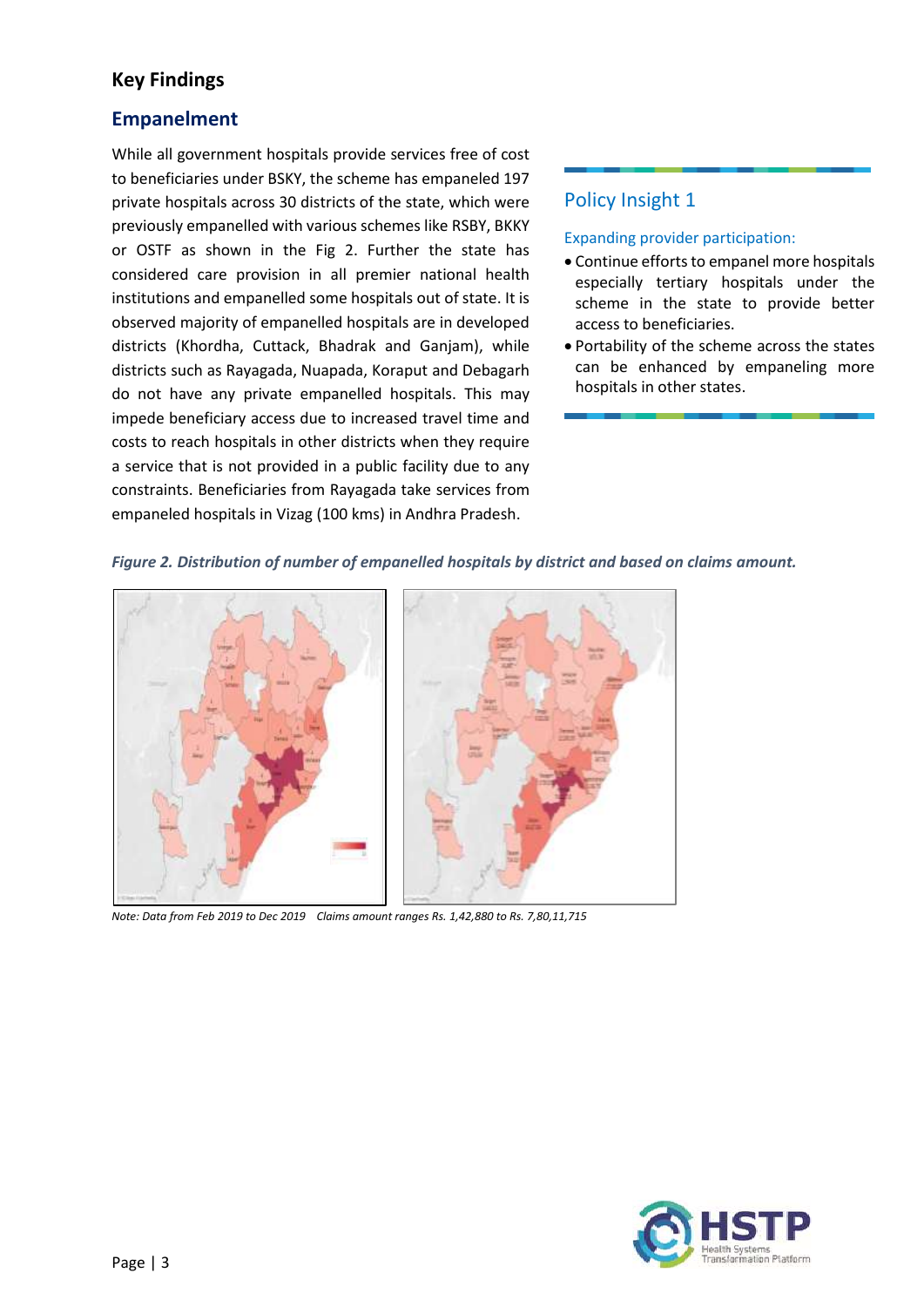## Key Findings

### Empanelment

While all government hospitals provide services free of cost to beneficiaries under BSKY, the scheme has empaneled 197 private hospitals across 30 districts of the state, which were previously empanelled with various schemes like RSBY, BKKY or OSTF as shown in the Fig 2. Further the state has considered care provision in all premier national health institutions and empanelled some hospitals out of state. It is observed majority of empanelled hospitals are in developed districts (Khordha, Cuttack, Bhadrak and Ganjam), while districts such as Rayagada, Nuapada, Koraput and Debagarh do not have any private empanelled hospitals. This may impede beneficiary access due to increased travel time and costs to reach hospitals in other districts when they require a service that is not provided in a public facility due to any constraints. Beneficiaries from Rayagada take services from empaneled hospitals in Vizag (100 kms) in Andhra Pradesh.

#### Policy Insight 1

Expanding provider participation:

- Continue efforts to empanel more hospitals especially tertiary hospitals under the scheme in the state to provide better access to beneficiaries.
- Portability of the scheme across the states can be enhanced by empaneling more hospitals in other states.

*Figure 2. Distribution of number of empanelled hospitals by district and based on claims amount.*

*Note: Data from Feb 2019 to Dec 2019 Claims amount ranges Rs. 1,42,880 to Rs. 7,80,11,715*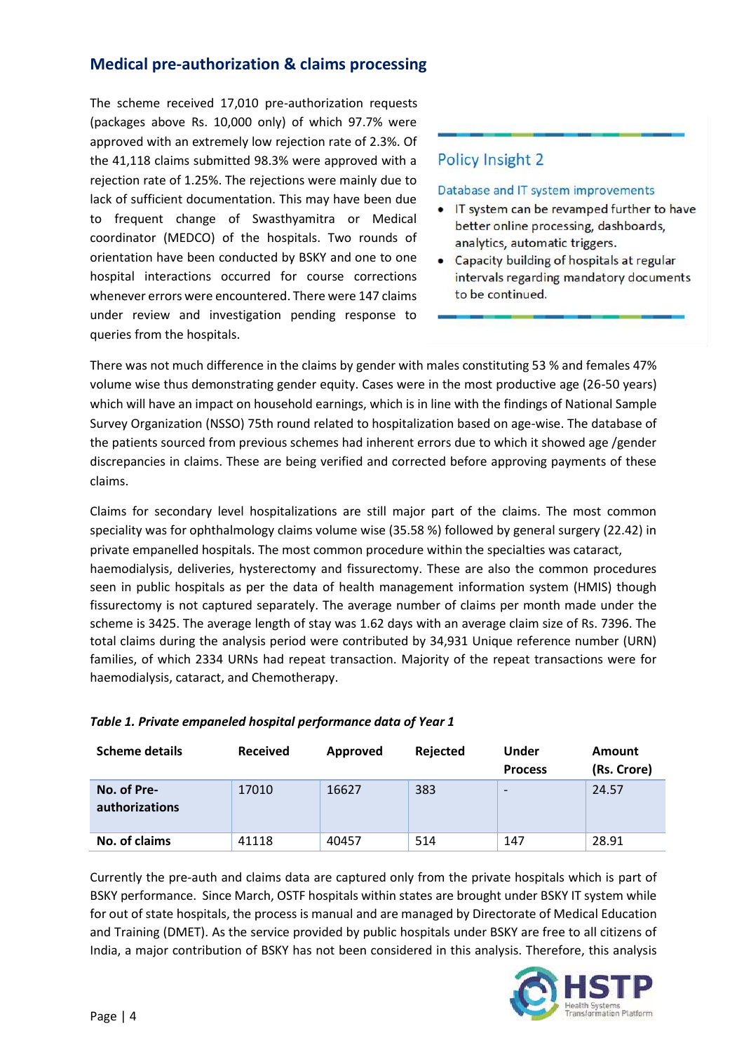## Medical pre-authorization & claims processing

The scheme received 17,010 pre-authorization requests (packages above Rs. 10,000 only) of which 97.7% were approved with an extremely low rejection rate of 2.3%. Of the 41,118 claims submitted 98.3% were approved with a rejection rate of 1.25%. The rejections were mainly due to lack of sufficient documentation. This may have been due to frequent change of Swasthyamitra or Medical coordinator (MEDCO) of the hospitals. Two rounds of orientation have been conducted by BSKY and one to one hospital interactions occurred for course corrections whenever errors were encountered. There were 147 claims under review and investigation pending response to queries from the hospitals.

> ### Policy Insight 2
>
> Database and IT system improvements
>
> - IT system can be revamped further to have better online processing, dashboards, analytics, automatic triggers.
> - Capacity building of hospitals at regular intervals regarding mandatory documents to be continued.

There was not much difference in the claims by gender with males constituting 53 % and females 47% volume wise thus demonstrating gender equity. Cases were in the most productive age (26-50 years) which will have an impact on household earnings, which is in line with the findings of National Sample Survey Organization (NSSO) 75th round related to hospitalization based on age-wise. The database of the patients sourced from previous schemes had inherent errors due to which it showed age /gender discrepancies in claims. These are being verified and corrected before approving payments of these claims.

Claims for secondary level hospitalizations are still major part of the claims. The most common speciality was for ophthalmology claims volume wise (35.58 %) followed by general surgery (22.42) in private empanelled hospitals. The most common procedure within the specialties was cataract, haemodialysis, deliveries, hysterectomy and fissurectomy. These are also the common procedures seen in public hospitals as per the data of health management information system (HMIS) though fissurectomy is not captured separately. The average number of claims per month made under the scheme is 3425. The average length of stay was 1.62 days with an average claim size of Rs. 7396. The total claims during the analysis period were contributed by 34,931 Unique reference number (URN) families, of which 2334 URNs had repeat transaction. Majority of the repeat transactions were for haemodialysis, cataract, and Chemotherapy.

*Table 1. Private empaneled hospital performance data of Year 1*

| Scheme details | Received | Approved | Rejected | Under Process | Amount (Rs. Crore) |
|---|---|---|---|---|---|
| No. of Pre-authorizations | 17010 | 16627 | 383 | - | 24.57 |
| No. of claims | 41118 | 40457 | 514 | 147 | 28.91 |

Currently the pre-auth and claims data are captured only from the private hospitals which is part of BSKY performance. Since March, OSTF hospitals within states are brought under BSKY IT system while for out of state hospitals, the process is manual and are managed by Directorate of Medical Education and Training (DMET). As the service provided by public hospitals under BSKY are free to all citizens of India, a major contribution of BSKY has not been considered in this analysis. Therefore, this analysis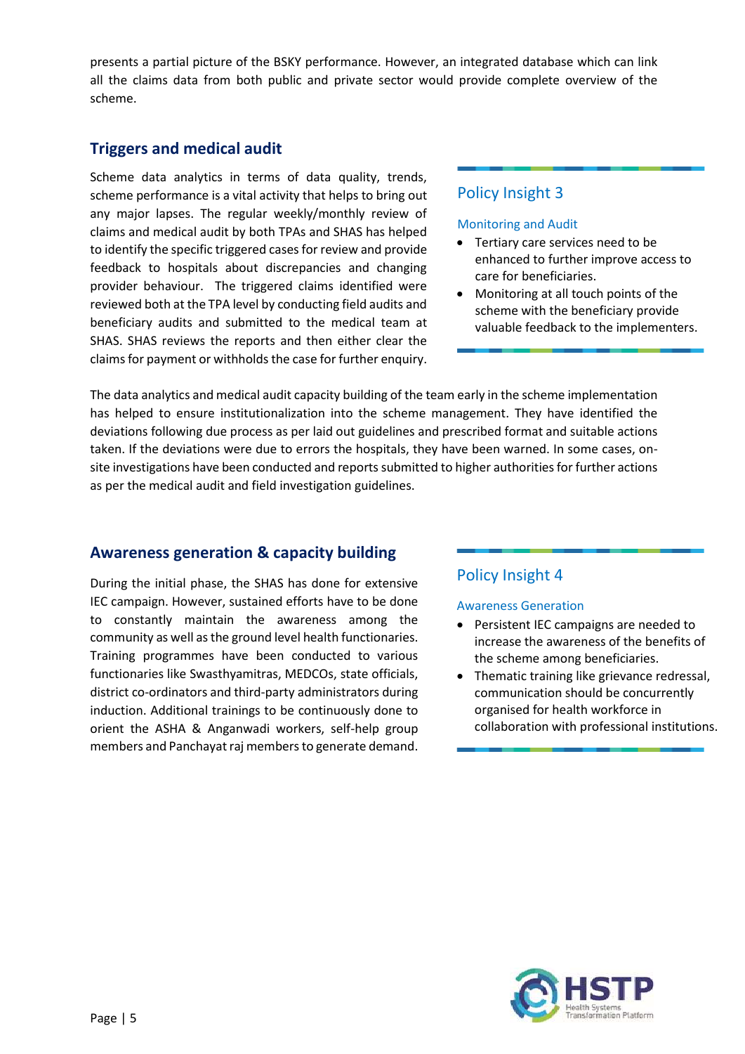presents a partial picture of the BSKY performance. However, an integrated database which can link all the claims data from both public and private sector would provide complete overview of the scheme.

## Triggers and medical audit

Scheme data analytics in terms of data quality, trends, scheme performance is a vital activity that helps to bring out any major lapses. The regular weekly/monthly review of claims and medical audit by both TPAs and SHAS has helped to identify the specific triggered cases for review and provide feedback to hospitals about discrepancies and changing provider behaviour. The triggered claims identified were reviewed both at the TPA level by conducting field audits and beneficiary audits and submitted to the medical team at SHAS. SHAS reviews the reports and then either clear the claims for payment or withholds the case for further enquiry.

### Policy Insight 3

#### Monitoring and Audit

- Tertiary care services need to be enhanced to further improve access to care for beneficiaries.
- Monitoring at all touch points of the scheme with the beneficiary provide valuable feedback to the implementers.

The data analytics and medical audit capacity building of the team early in the scheme implementation has helped to ensure institutionalization into the scheme management. They have identified the deviations following due process as per laid out guidelines and prescribed format and suitable actions taken. If the deviations were due to errors the hospitals, they have been warned. In some cases, on-site investigations have been conducted and reports submitted to higher authorities for further actions as per the medical audit and field investigation guidelines.

## Awareness generation & capacity building

During the initial phase, the SHAS has done for extensive IEC campaign. However, sustained efforts have to be done to constantly maintain the awareness among the community as well as the ground level health functionaries. Training programmes have been conducted to various functionaries like Swasthyamitras, MEDCOs, state officials, district co-ordinators and third-party administrators during induction. Additional trainings to be continuously done to orient the ASHA & Anganwadi workers, self-help group members and Panchayat raj members to generate demand.

### Policy Insight 4

#### Awareness Generation

- Persistent IEC campaigns are needed to increase the awareness of the benefits of the scheme among beneficiaries.
- Thematic training like grievance redressal, communication should be concurrently organised for health workforce in collaboration with professional institutions.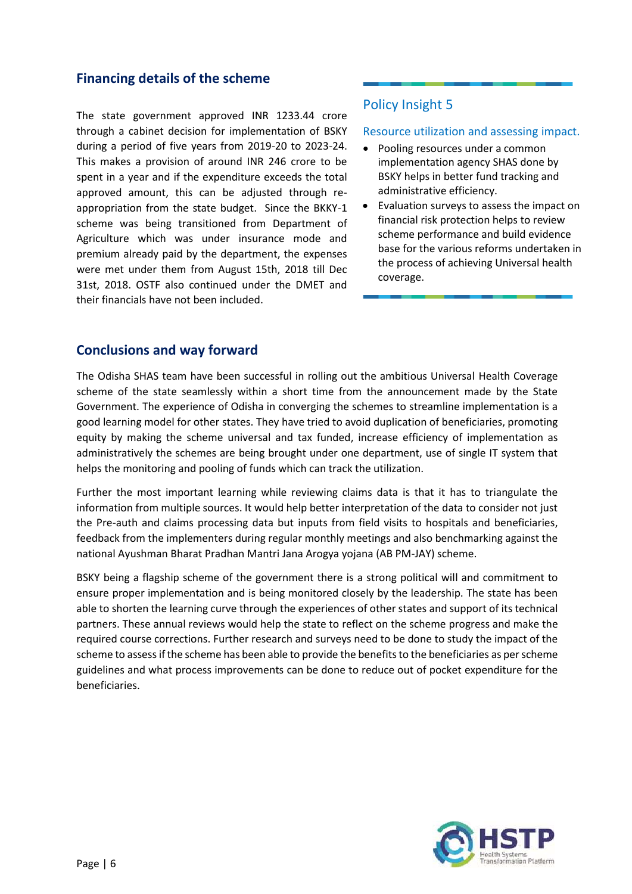## Financing details of the scheme

The state government approved INR 1233.44 crore through a cabinet decision for implementation of BSKY during a period of five years from 2019-20 to 2023-24. This makes a provision of around INR 246 crore to be spent in a year and if the expenditure exceeds the total approved amount, this can be adjusted through re-appropriation from the state budget. Since the BKKY-1 scheme was being transitioned from Department of Agriculture which was under insurance mode and premium already paid by the department, the expenses were met under them from August 15th, 2018 till Dec 31st, 2018. OSTF also continued under the DMET and their financials have not been included.

### Policy Insight 5

**Resource utilization and assessing impact.**

- Pooling resources under a common implementation agency SHAS done by BSKY helps in better fund tracking and administrative efficiency.
- Evaluation surveys to assess the impact on financial risk protection helps to review scheme performance and build evidence base for the various reforms undertaken in the process of achieving Universal health coverage.

## Conclusions and way forward

The Odisha SHAS team have been successful in rolling out the ambitious Universal Health Coverage scheme of the state seamlessly within a short time from the announcement made by the State Government. The experience of Odisha in converging the schemes to streamline implementation is a good learning model for other states. They have tried to avoid duplication of beneficiaries, promoting equity by making the scheme universal and tax funded, increase efficiency of implementation as administratively the schemes are being brought under one department, use of single IT system that helps the monitoring and pooling of funds which can track the utilization.

Further the most important learning while reviewing claims data is that it has to triangulate the information from multiple sources. It would help better interpretation of the data to consider not just the Pre-auth and claims processing data but inputs from field visits to hospitals and beneficiaries, feedback from the implementers during regular monthly meetings and also benchmarking against the national Ayushman Bharat Pradhan Mantri Jana Arogya yojana (AB PM-JAY) scheme.

BSKY being a flagship scheme of the government there is a strong political will and commitment to ensure proper implementation and is being monitored closely by the leadership. The state has been able to shorten the learning curve through the experiences of other states and support of its technical partners. These annual reviews would help the state to reflect on the scheme progress and make the required course corrections. Further research and surveys need to be done to study the impact of the scheme to assess if the scheme has been able to provide the benefits to the beneficiaries as per scheme guidelines and what process improvements can be done to reduce out of pocket expenditure for the beneficiaries.